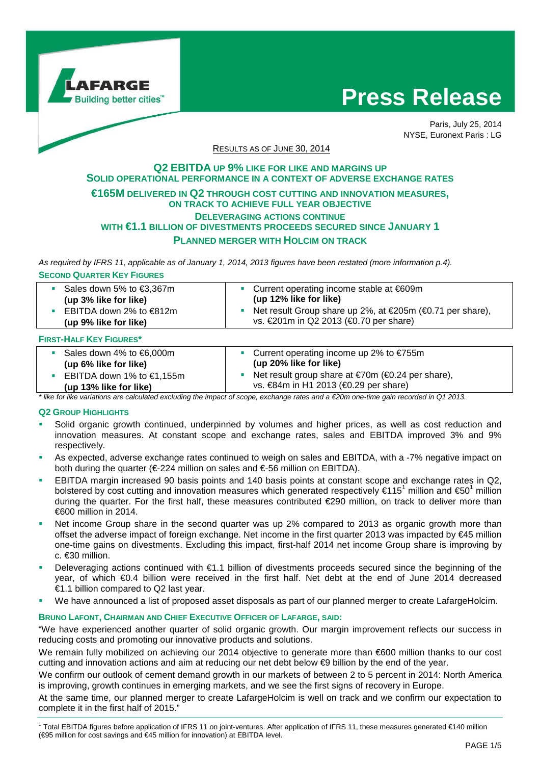LAFARGE
Building better cities™

# Press Release

Paris, July 25, 2014
NYSE, Euronext Paris : LG

RESULTS AS OF JUNE 30, 2014

## Q2 EBITDA UP 9% LIKE FOR LIKE AND MARGINS UP
## SOLID OPERATIONAL PERFORMANCE IN A CONTEXT OF ADVERSE EXCHANGE RATES
## €165M DELIVERED IN Q2 THROUGH COST CUTTING AND INNOVATION MEASURES, ON TRACK TO ACHIEVE FULL YEAR OBJECTIVE
## DELEVERAGING ACTIONS CONTINUE WITH €1.1 BILLION OF DIVESTMENTS PROCEEDS SECURED SINCE JANUARY 1
## PLANNED MERGER WITH HOLCIM ON TRACK

*As required by IFRS 11, applicable as of January 1, 2014, 2013 figures have been restated (more information p.4).*

### SECOND QUARTER KEY FIGURES

| | |
|---|---|
| ▪ Sales down 5% to €3,367m **(up 3% like for like)**<br>▪ EBITDA down 2% to €812m **(up 9% like for like)** | ▪ Current operating income stable at €609m **(up 12% like for like)**<br>▪ Net result Group share up 2%, at €205m (€0.71 per share), vs. €201m in Q2 2013 (€0.70 per share) |

### FIRST-HALF KEY FIGURES*

| | |
|---|---|
| ▪ Sales down 4% to €6,000m **(up 6% like for like)**<br>▪ EBITDA down 1% to €1,155m **(up 13% like for like)** | ▪ Current operating income up 2% to €755m **(up 20% like for like)**<br>▪ Net result group share at €70m (€0.24 per share), vs. €84m in H1 2013 (€0.29 per share) |

*\* like for like variations are calculated excluding the impact of scope, exchange rates and a €20m one-time gain recorded in Q1 2013.*

### Q2 GROUP HIGHLIGHTS

- Solid organic growth continued, underpinned by volumes and higher prices, as well as cost reduction and innovation measures. At constant scope and exchange rates, sales and EBITDA improved 3% and 9% respectively.
- As expected, adverse exchange rates continued to weigh on sales and EBITDA, with a -7% negative impact on both during the quarter (€-224 million on sales and €-56 million on EBITDA).
- EBITDA margin increased 90 basis points and 140 basis points at constant scope and exchange rates in Q2, bolstered by cost cutting and innovation measures which generated respectively €115[1] million and €50[1] million during the quarter. For the first half, these measures contributed €290 million, on track to deliver more than €600 million in 2014.
- Net income Group share in the second quarter was up 2% compared to 2013 as organic growth more than offset the adverse impact of foreign exchange. Net income in the first quarter 2013 was impacted by €45 million one-time gains on divestments. Excluding this impact, first-half 2014 net income Group share is improving by c. €30 million.
- Deleveraging actions continued with €1.1 billion of divestments proceeds secured since the beginning of the year, of which €0.4 billion were received in the first half. Net debt at the end of June 2014 decreased €1.1 billion compared to Q2 last year.
- We have announced a list of proposed asset disposals as part of our planned merger to LafargeHolcim.

### BRUNO LAFONT, CHAIRMAN AND CHIEF EXECUTIVE OFFICER OF LAFARGE, SAID:

"We have experienced another quarter of solid organic growth. Our margin improvement reflects our success in reducing costs and promoting our innovative products and solutions.

We remain fully mobilized on achieving our 2014 objective to generate more than €600 million thanks to our cost cutting and innovation actions and aim at reducing our net debt below €9 billion by the end of the year.

We confirm our outlook of cement demand growth in our markets of between 2 to 5 percent in 2014: North America is improving, growth continues in emerging markets, and we see the first signs of recovery in Europe.

At the same time, our planned merger to create LafargeHolcim is well on track and we confirm our expectation to complete it in the first half of 2015."

[1] Total EBITDA figures before application of IFRS 11 on joint-ventures. After application of IFRS 11, these measures generated €140 million (€95 million for cost savings and €45 million for innovation) at EBITDA level.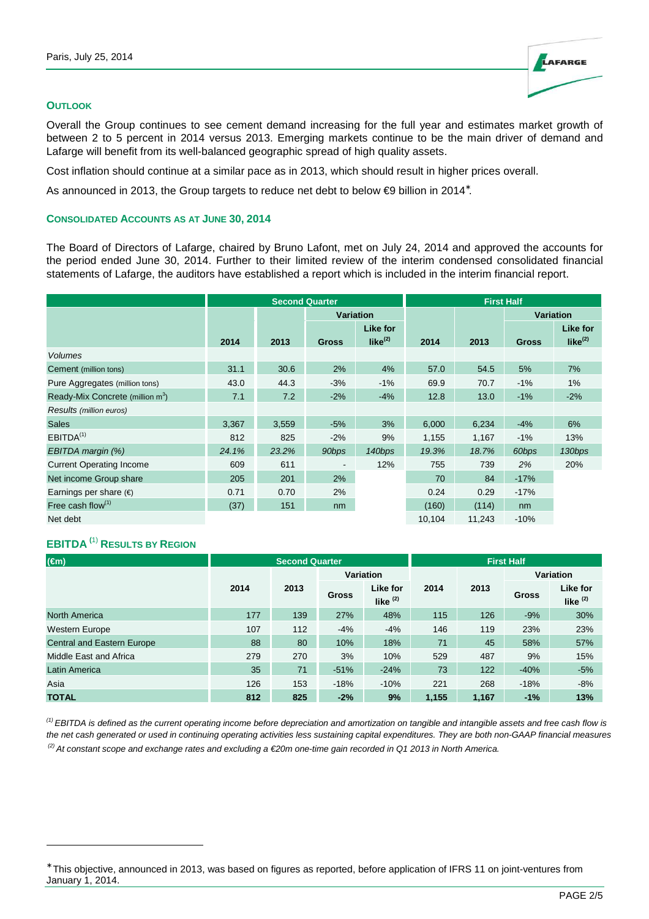Paris, July 25, 2014

### OUTLOOK

Overall the Group continues to see cement demand increasing for the full year and estimates market growth of between 2 to 5 percent in 2014 versus 2013. Emerging markets continue to be the main driver of demand and Lafarge will benefit from its well-balanced geographic spread of high quality assets.

Cost inflation should continue at a similar pace as in 2013, which should result in higher prices overall.

As announced in 2013, the Group targets to reduce net debt to below €9 billion in 2014*.

### CONSOLIDATED ACCOUNTS AS AT JUNE 30, 2014

The Board of Directors of Lafarge, chaired by Bruno Lafont, met on July 24, 2014 and approved the accounts for the period ended June 30, 2014. Further to their limited review of the interim condensed consolidated financial statements of Lafarge, the auditors have established a report which is included in the interim financial report.

| | Second Quarter | | | | First Half | | | |
|---|---|---|---|---|---|---|---|---|
| | | | Variation | | | | Variation | |
| | 2014 | 2013 | Gross | Like for like[(2)] | 2014 | 2013 | Gross | Like for like[(2)] |
| *Volumes* | | | | | | | | |
| Cement (million tons) | 31.1 | 30.6 | 2% | 4% | 57.0 | 54.5 | 5% | 7% |
| Pure Aggregates (million tons) | 43.0 | 44.3 | -3% | -1% | 69.9 | 70.7 | -1% | 1% |
| Ready-Mix Concrete (million m$^3$) | 7.1 | 7.2 | -2% | -4% | 12.8 | 13.0 | -1% | -2% |
| *Results (million euros)* | | | | | | | | |
| Sales | 3,367 | 3,559 | -5% | 3% | 6,000 | 6,234 | -4% | 6% |
| EBITDA[(1)] | 812 | 825 | -2% | 9% | 1,155 | 1,167 | -1% | 13% |
| *EBITDA margin (%)* | *24.1%* | *23.2%* | *90bps* | *140bps* | *19.3%* | *18.7%* | *60bps* | *130bps* |
| Current Operating Income | 609 | 611 | - | 12% | 755 | 739 | 2% | 20% |
| Net income Group share | 205 | 201 | 2% | | 70 | 84 | -17% | |
| Earnings per share (€) | 0.71 | 0.70 | 2% | | 0.24 | 0.29 | -17% | |
| Free cash flow[(1)] | (37) | 151 | nm | | (160) | (114) | nm | |
| Net debt | | | | | 10,104 | 11,243 | -10% | |

### EBITDA [(1)] RESULTS BY REGION

| (€m) | Second Quarter | | | | First Half | | | |
|---|---|---|---|---|---|---|---|---|
| | | | Variation | | | | Variation | |
| | 2014 | 2013 | Gross | Like for like [(2)] | 2014 | 2013 | Gross | Like for like [(2)] |
| North America | 177 | 139 | 27% | 48% | 115 | 126 | -9% | 30% |
| Western Europe | 107 | 112 | -4% | -4% | 146 | 119 | 23% | 23% |
| Central and Eastern Europe | 88 | 80 | 10% | 18% | 71 | 45 | 58% | 57% |
| Middle East and Africa | 279 | 270 | 3% | 10% | 529 | 487 | 9% | 15% |
| Latin America | 35 | 71 | -51% | -24% | 73 | 122 | -40% | -5% |
| Asia | 126 | 153 | -18% | -10% | 221 | 268 | -18% | -8% |
| **TOTAL** | **812** | **825** | **-2%** | **9%** | **1,155** | **1,167** | **-1%** | **13%** |

*[(1)] EBITDA is defined as the current operating income before depreciation and amortization on tangible and intangible assets and free cash flow is the net cash generated or used in continuing operating activities less sustaining capital expenditures. They are both non-GAAP financial measures*

*[(2)] At constant scope and exchange rates and excluding a €20m one-time gain recorded in Q1 2013 in North America.*

* This objective, announced in 2013, was based on figures as reported, before application of IFRS 11 on joint-ventures from January 1, 2014.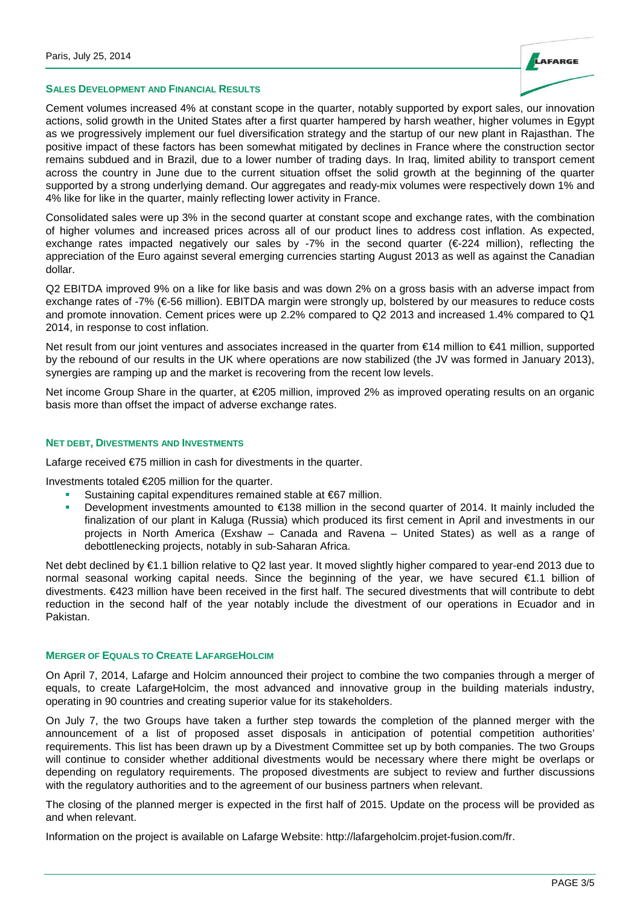Paris, July 25, 2014

## SALES DEVELOPMENT AND FINANCIAL RESULTS

Cement volumes increased 4% at constant scope in the quarter, notably supported by export sales, our innovation actions, solid growth in the United States after a first quarter hampered by harsh weather, higher volumes in Egypt as we progressively implement our fuel diversification strategy and the startup of our new plant in Rajasthan. The positive impact of these factors has been somewhat mitigated by declines in France where the construction sector remains subdued and in Brazil, due to a lower number of trading days. In Iraq, limited ability to transport cement across the country in June due to the current situation offset the solid growth at the beginning of the quarter supported by a strong underlying demand. Our aggregates and ready-mix volumes were respectively down 1% and 4% like for like in the quarter, mainly reflecting lower activity in France.

Consolidated sales were up 3% in the second quarter at constant scope and exchange rates, with the combination of higher volumes and increased prices across all of our product lines to address cost inflation. As expected, exchange rates impacted negatively our sales by -7% in the second quarter (€-224 million), reflecting the appreciation of the Euro against several emerging currencies starting August 2013 as well as against the Canadian dollar.

Q2 EBITDA improved 9% on a like for like basis and was down 2% on a gross basis with an adverse impact from exchange rates of -7% (€-56 million). EBITDA margin were strongly up, bolstered by our measures to reduce costs and promote innovation. Cement prices were up 2.2% compared to Q2 2013 and increased 1.4% compared to Q1 2014, in response to cost inflation.

Net result from our joint ventures and associates increased in the quarter from €14 million to €41 million, supported by the rebound of our results in the UK where operations are now stabilized (the JV was formed in January 2013), synergies are ramping up and the market is recovering from the recent low levels.

Net income Group Share in the quarter, at €205 million, improved 2% as improved operating results on an organic basis more than offset the impact of adverse exchange rates.

## NET DEBT, DIVESTMENTS AND INVESTMENTS

Lafarge received €75 million in cash for divestments in the quarter.

Investments totaled €205 million for the quarter.

- Sustaining capital expenditures remained stable at €67 million.
- Development investments amounted to €138 million in the second quarter of 2014. It mainly included the finalization of our plant in Kaluga (Russia) which produced its first cement in April and investments in our projects in North America (Exshaw – Canada and Ravena – United States) as well as a range of debottlenecking projects, notably in sub-Saharan Africa.

Net debt declined by €1.1 billion relative to Q2 last year. It moved slightly higher compared to year-end 2013 due to normal seasonal working capital needs. Since the beginning of the year, we have secured €1.1 billion of divestments. €423 million have been received in the first half. The secured divestments that will contribute to debt reduction in the second half of the year notably include the divestment of our operations in Ecuador and in Pakistan.

## MERGER OF EQUALS TO CREATE LAFARGEHOLCIM

On April 7, 2014, Lafarge and Holcim announced their project to combine the two companies through a merger of equals, to create LafargeHolcim, the most advanced and innovative group in the building materials industry, operating in 90 countries and creating superior value for its stakeholders.

On July 7, the two Groups have taken a further step towards the completion of the planned merger with the announcement of a list of proposed asset disposals in anticipation of potential competition authorities' requirements. This list has been drawn up by a Divestment Committee set up by both companies. The two Groups will continue to consider whether additional divestments would be necessary where there might be overlaps or depending on regulatory requirements. The proposed divestments are subject to review and further discussions with the regulatory authorities and to the agreement of our business partners when relevant.

The closing of the planned merger is expected in the first half of 2015. Update on the process will be provided as and when relevant.

Information on the project is available on Lafarge Website: http://lafargeholcim.projet-fusion.com/fr.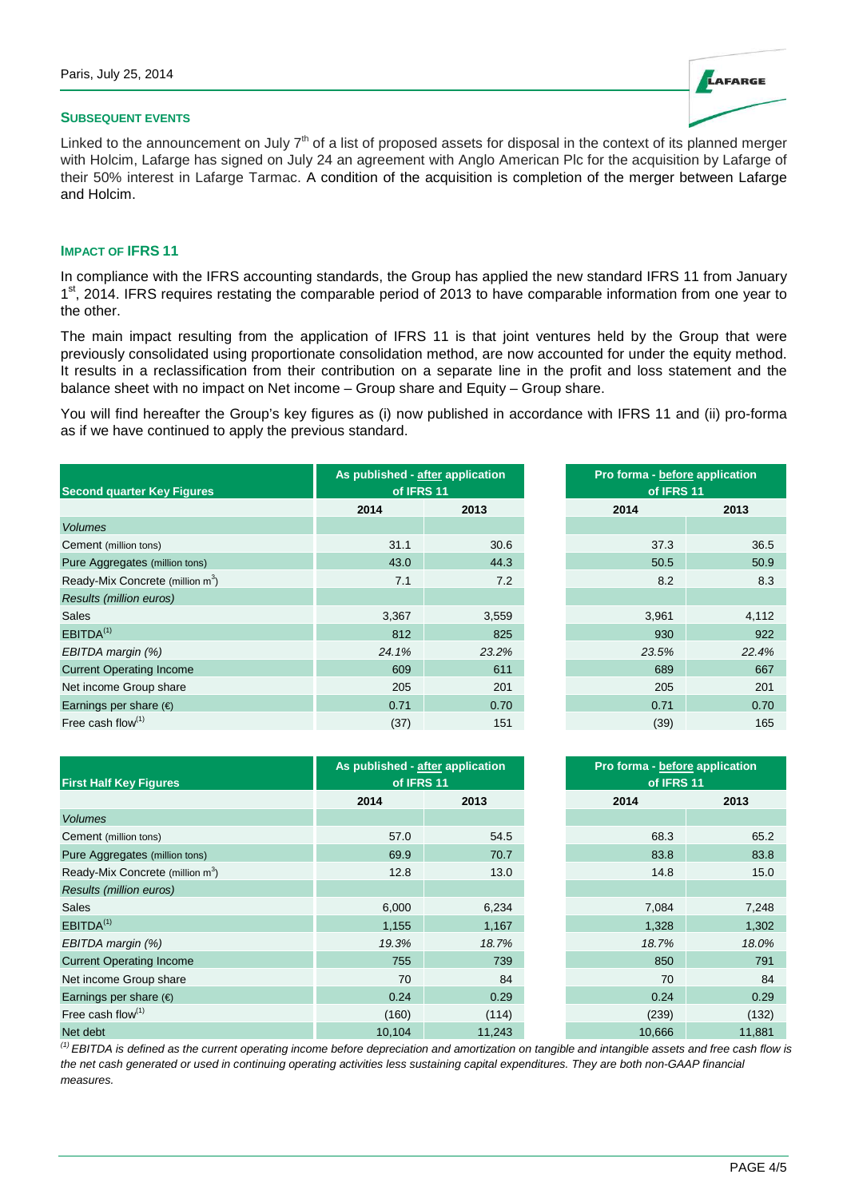Paris, July 25, 2014

## SUBSEQUENT EVENTS

Linked to the announcement on July 7th of a list of proposed assets for disposal in the context of its planned merger with Holcim, Lafarge has signed on July 24 an agreement with Anglo American Plc for the acquisition by Lafarge of their 50% interest in Lafarge Tarmac. A condition of the acquisition is completion of the merger between Lafarge and Holcim.

## IMPACT OF IFRS 11

In compliance with the IFRS accounting standards, the Group has applied the new standard IFRS 11 from January 1st, 2014. IFRS requires restating the comparable period of 2013 to have comparable information from one year to the other.

The main impact resulting from the application of IFRS 11 is that joint ventures held by the Group that were previously consolidated using proportionate consolidation method, are now accounted for under the equity method. It results in a reclassification from their contribution on a separate line in the profit and loss statement and the balance sheet with no impact on Net income – Group share and Equity – Group share.

You will find hereafter the Group's key figures as (i) now published in accordance with IFRS 11 and (ii) pro-forma as if we have continued to apply the previous standard.

| Second quarter Key Figures | As published - after application of IFRS 11 | | Pro forma - before application of IFRS 11 | |
|---|---|---|---|---|
| | 2014 | 2013 | 2014 | 2013 |
| *Volumes* | | | | |
| Cement (million tons) | 31.1 | 30.6 | 37.3 | 36.5 |
| Pure Aggregates (million tons) | 43.0 | 44.3 | 50.5 | 50.9 |
| Ready-Mix Concrete (million $m^3$) | 7.1 | 7.2 | 8.2 | 8.3 |
| *Results (million euros)* | | | | |
| Sales | 3,367 | 3,559 | 3,961 | 4,112 |
| EBITDA[(1)] | 812 | 825 | 930 | 922 |
| *EBITDA margin (%)* | *24.1%* | *23.2%* | *23.5%* | *22.4%* |
| Current Operating Income | 609 | 611 | 689 | 667 |
| Net income Group share | 205 | 201 | 205 | 201 |
| Earnings per share (€) | 0.71 | 0.70 | 0.71 | 0.70 |
| Free cash flow[(1)] | (37) | 151 | (39) | 165 |

| First Half Key Figures | As published - after application of IFRS 11 | | Pro forma - before application of IFRS 11 | |
|---|---|---|---|---|
| | 2014 | 2013 | 2014 | 2013 |
| *Volumes* | | | | |
| Cement (million tons) | 57.0 | 54.5 | 68.3 | 65.2 |
| Pure Aggregates (million tons) | 69.9 | 70.7 | 83.8 | 83.8 |
| Ready-Mix Concrete (million $m^3$) | 12.8 | 13.0 | 14.8 | 15.0 |
| *Results (million euros)* | | | | |
| Sales | 6,000 | 6,234 | 7,084 | 7,248 |
| EBITDA[(1)] | 1,155 | 1,167 | 1,328 | 1,302 |
| *EBITDA margin (%)* | *19.3%* | *18.7%* | *18.7%* | *18.0%* |
| Current Operating Income | 755 | 739 | 850 | 791 |
| Net income Group share | 70 | 84 | 70 | 84 |
| Earnings per share (€) | 0.24 | 0.29 | 0.24 | 0.29 |
| Free cash flow[(1)] | (160) | (114) | (239) | (132) |
| Net debt | 10,104 | 11,243 | 10,666 | 11,881 |

*[(1)] EBITDA is defined as the current operating income before depreciation and amortization on tangible and intangible assets and free cash flow is the net cash generated or used in continuing operating activities less sustaining capital expenditures. They are both non-GAAP financial measures.*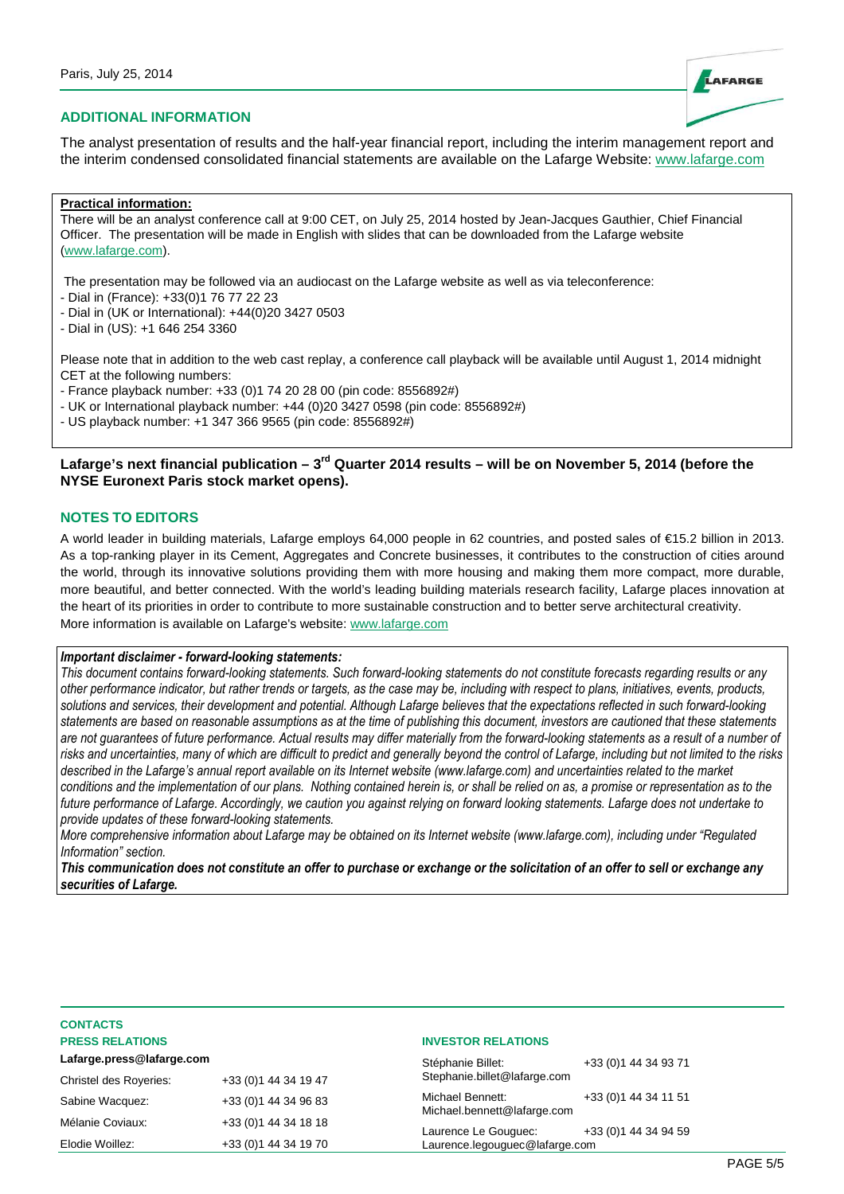Paris, July 25, 2014

## ADDITIONAL INFORMATION

The analyst presentation of results and the half-year financial report, including the interim management report and the interim condensed consolidated financial statements are available on the Lafarge Website: www.lafarge.com

**Practical information:**

There will be an analyst conference call at 9:00 CET, on July 25, 2014 hosted by Jean-Jacques Gauthier, Chief Financial Officer. The presentation will be made in English with slides that can be downloaded from the Lafarge website (www.lafarge.com).

The presentation may be followed via an audiocast on the Lafarge website as well as via teleconference:

- Dial in (France): +33(0)1 76 77 22 23
- Dial in (UK or International): +44(0)20 3427 0503
- Dial in (US): +1 646 254 3360

Please note that in addition to the web cast replay, a conference call playback will be available until August 1, 2014 midnight CET at the following numbers:

- France playback number: +33 (0)1 74 20 28 00 (pin code: 8556892#)
- UK or International playback number: +44 (0)20 3427 0598 (pin code: 8556892#)
- US playback number: +1 347 366 9565 (pin code: 8556892#)

**Lafarge's next financial publication – 3rd Quarter 2014 results – will be on November 5, 2014 (before the NYSE Euronext Paris stock market opens).**

## NOTES TO EDITORS

A world leader in building materials, Lafarge employs 64,000 people in 62 countries, and posted sales of €15.2 billion in 2013. As a top-ranking player in its Cement, Aggregates and Concrete businesses, it contributes to the construction of cities around the world, through its innovative solutions providing them with more housing and making them more compact, more durable, more beautiful, and better connected. With the world's leading building materials research facility, Lafarge places innovation at the heart of its priorities in order to contribute to more sustainable construction and to better serve architectural creativity.
More information is available on Lafarge's website: www.lafarge.com

***Important disclaimer - forward-looking statements:***

*This document contains forward-looking statements. Such forward-looking statements do not constitute forecasts regarding results or any other performance indicator, but rather trends or targets, as the case may be, including with respect to plans, initiatives, events, products, solutions and services, their development and potential. Although Lafarge believes that the expectations reflected in such forward-looking statements are based on reasonable assumptions as at the time of publishing this document, investors are cautioned that these statements are not guarantees of future performance. Actual results may differ materially from the forward-looking statements as a result of a number of risks and uncertainties, many of which are difficult to predict and generally beyond the control of Lafarge, including but not limited to the risks described in the Lafarge's annual report available on its Internet website (www.lafarge.com) and uncertainties related to the market conditions and the implementation of our plans. Nothing contained herein is, or shall be relied on as, a promise or representation as to the future performance of Lafarge. Accordingly, we caution you against relying on forward looking statements. Lafarge does not undertake to provide updates of these forward-looking statements.*

*More comprehensive information about Lafarge may be obtained on its Internet website (www.lafarge.com), including under "Regulated Information" section.*

***This communication does not constitute an offer to purchase or exchange or the solicitation of an offer to sell or exchange any securities of Lafarge.***

### CONTACTS

**PRESS RELATIONS**

**Lafarge.press@lafarge.com**

| | |
|---|---|
| Christel des Royeries: | +33 (0)1 44 34 19 47 |
| Sabine Wacquez: | +33 (0)1 44 34 96 83 |
| Mélanie Coviaux: | +33 (0)1 44 34 18 18 |
| Elodie Woillez: | +33 (0)1 44 34 19 70 |

**INVESTOR RELATIONS**

| | |
|---|---|
| Stéphanie Billet: Stephanie.billet@lafarge.com | +33 (0)1 44 34 93 71 |
| Michael Bennett: Michael.bennett@lafarge.com | +33 (0)1 44 34 11 51 |
| Laurence Le Gouguec: Laurence.legouguec@lafarge.com | +33 (0)1 44 34 94 59 |